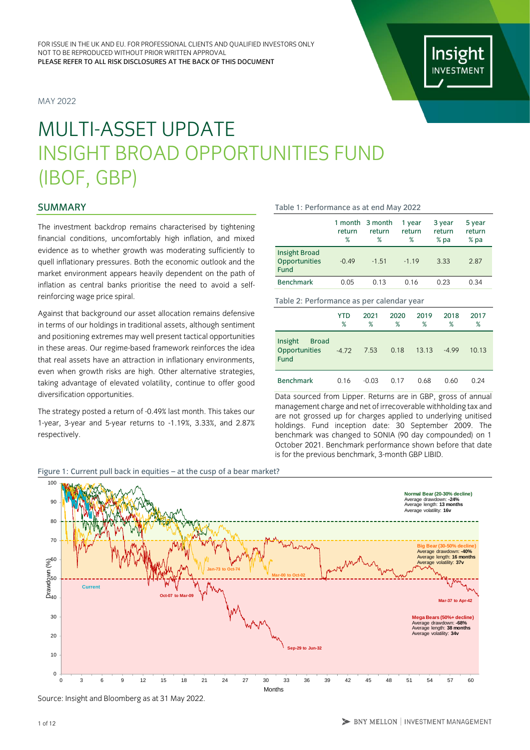FOR ISSUE IN THE UK AND EU. FOR PROFESSIONAL CLIENTS AND QUALIFIED INVESTORS ONLY
NOT TO BE REPRODUCED WITHOUT PRIOR WRITTEN APPROVAL
PLEASE REFER TO ALL RISK DISCLOSURES AT THE BACK OF THIS DOCUMENT

MAY 2022

# MULTI-ASSET UPDATE
# INSIGHT BROAD OPPORTUNITIES FUND (IBOF, GBP)

## SUMMARY

The investment backdrop remains characterised by tightening financial conditions, uncomfortably high inflation, and mixed evidence as to whether growth was moderating sufficiently to quell inflationary pressures. Both the economic outlook and the market environment appears heavily dependent on the path of inflation as central banks prioritise the need to avoid a self-reinforcing wage price spiral.

Against that background our asset allocation remains defensive in terms of our holdings in traditional assets, although sentiment and positioning extremes may well present tactical opportunities in these areas. Our regime-based framework reinforces the idea that real assets have an attraction in inflationary environments, even when growth risks are high. Other alternative strategies, taking advantage of elevated volatility, continue to offer good diversification opportunities.

The strategy posted a return of -0.49% last month. This takes our 1-year, 3-year and 5-year returns to -1.19%, 3.33%, and 2.87% respectively.

Table 1: Performance as at end May 2022

| | 1 month return % | 3 month return % | 1 year return % | 3 year return % pa | 5 year return % pa |
|---|---|---|---|---|---|
| Insight Broad Opportunities Fund | -0.49 | -1.51 | -1.19 | 3.33 | 2.87 |
| Benchmark | 0.05 | 0.13 | 0.16 | 0.23 | 0.34 |

Table 2: Performance as per calendar year

| | YTD % | 2021 % | 2020 % | 2019 % | 2018 % | 2017 % |
|---|---|---|---|---|---|---|
| Insight Broad Opportunities Fund | -4.72 | 7.53 | 0.18 | 13.13 | -4.99 | 10.13 |
| Benchmark | 0.16 | -0.03 | 0.17 | 0.68 | 0.60 | 0.24 |

Data sourced from Lipper. Returns are in GBP, gross of annual management charge and net of irrecoverable withholding tax and are not grossed up for charges applied to underlying unitised holdings. Fund inception date: 30 September 2009. The benchmark was changed to SONIA (90 day compounded) on 1 October 2021. Benchmark performance shown before that date is for the previous benchmark, 3-month GBP LIBID.

Figure 1: Current pull back in equities – at the cusp of a bear market?

Source: Insight and Bloomberg as at 31 May 2022.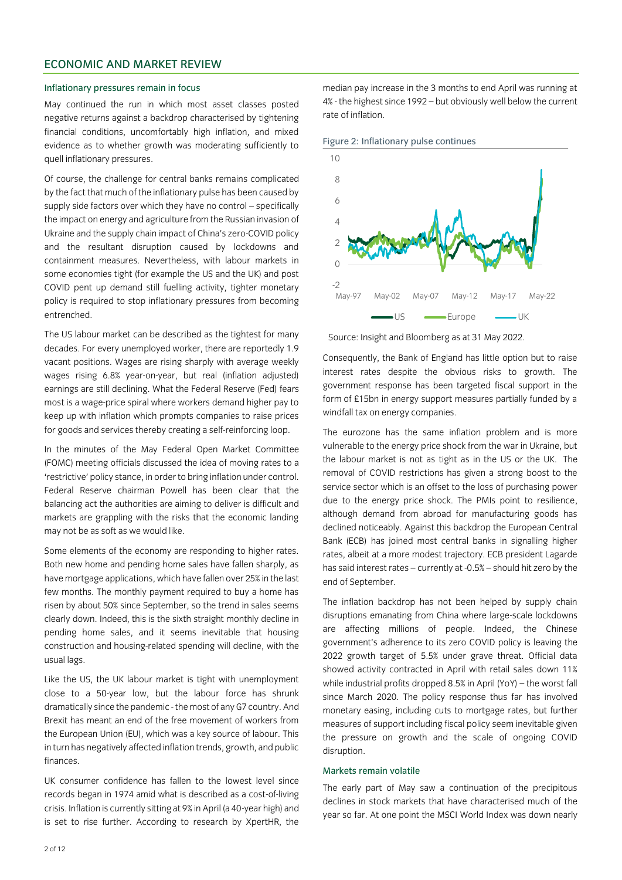## ECONOMIC AND MARKET REVIEW

### Inflationary pressures remain in focus

May continued the run in which most asset classes posted negative returns against a backdrop characterised by tightening financial conditions, uncomfortably high inflation, and mixed evidence as to whether growth was moderating sufficiently to quell inflationary pressures.

Of course, the challenge for central banks remains complicated by the fact that much of the inflationary pulse has been caused by supply side factors over which they have no control – specifically the impact on energy and agriculture from the Russian invasion of Ukraine and the supply chain impact of China's zero-COVID policy and the resultant disruption caused by lockdowns and containment measures. Nevertheless, with labour markets in some economies tight (for example the US and the UK) and post COVID pent up demand still fuelling activity, tighter monetary policy is required to stop inflationary pressures from becoming entrenched.

The US labour market can be described as the tightest for many decades. For every unemployed worker, there are reportedly 1.9 vacant positions. Wages are rising sharply with average weekly wages rising 6.8% year-on-year, but real (inflation adjusted) earnings are still declining. What the Federal Reserve (Fed) fears most is a wage-price spiral where workers demand higher pay to keep up with inflation which prompts companies to raise prices for goods and services thereby creating a self-reinforcing loop.

In the minutes of the May Federal Open Market Committee (FOMC) meeting officials discussed the idea of moving rates to a 'restrictive' policy stance, in order to bring inflation under control. Federal Reserve chairman Powell has been clear that the balancing act the authorities are aiming to deliver is difficult and markets are grappling with the risks that the economic landing may not be as soft as we would like.

Some elements of the economy are responding to higher rates. Both new home and pending home sales have fallen sharply, as have mortgage applications, which have fallen over 25% in the last few months. The monthly payment required to buy a home has risen by about 50% since September, so the trend in sales seems clearly down. Indeed, this is the sixth straight monthly decline in pending home sales, and it seems inevitable that housing construction and housing-related spending will decline, with the usual lags.

Like the US, the UK labour market is tight with unemployment close to a 50-year low, but the labour force has shrunk dramatically since the pandemic - the most of any G7 country. And Brexit has meant an end of the free movement of workers from the European Union (EU), which was a key source of labour. This in turn has negatively affected inflation trends, growth, and public finances.

UK consumer confidence has fallen to the lowest level since records began in 1974 amid what is described as a cost-of-living crisis. Inflation is currently sitting at 9% in April (a 40-year high) and is set to rise further. According to research by XpertHR, the median pay increase in the 3 months to end April was running at 4% - the highest since 1992 – but obviously well below the current rate of inflation.

Figure 2: Inflationary pulse continues

Source: Insight and Bloomberg as at 31 May 2022.

Consequently, the Bank of England has little option but to raise interest rates despite the obvious risks to growth. The government response has been targeted fiscal support in the form of £15bn in energy support measures partially funded by a windfall tax on energy companies.

The eurozone has the same inflation problem and is more vulnerable to the energy price shock from the war in Ukraine, but the labour market is not as tight as in the US or the UK. The removal of COVID restrictions has given a strong boost to the service sector which is an offset to the loss of purchasing power due to the energy price shock. The PMIs point to resilience, although demand from abroad for manufacturing goods has declined noticeably. Against this backdrop the European Central Bank (ECB) has joined most central banks in signalling higher rates, albeit at a more modest trajectory. ECB president Lagarde has said interest rates – currently at -0.5% – should hit zero by the end of September.

The inflation backdrop has not been helped by supply chain disruptions emanating from China where large-scale lockdowns are affecting millions of people. Indeed, the Chinese government's adherence to its zero COVID policy is leaving the 2022 growth target of 5.5% under grave threat. Official data showed activity contracted in April with retail sales down 11% while industrial profits dropped 8.5% in April (YoY) – the worst fall since March 2020. The policy response thus far has involved monetary easing, including cuts to mortgage rates, but further measures of support including fiscal policy seem inevitable given the pressure on growth and the scale of ongoing COVID disruption.

### Markets remain volatile

The early part of May saw a continuation of the precipitous declines in stock markets that have characterised much of the year so far. At one point the MSCI World Index was down nearly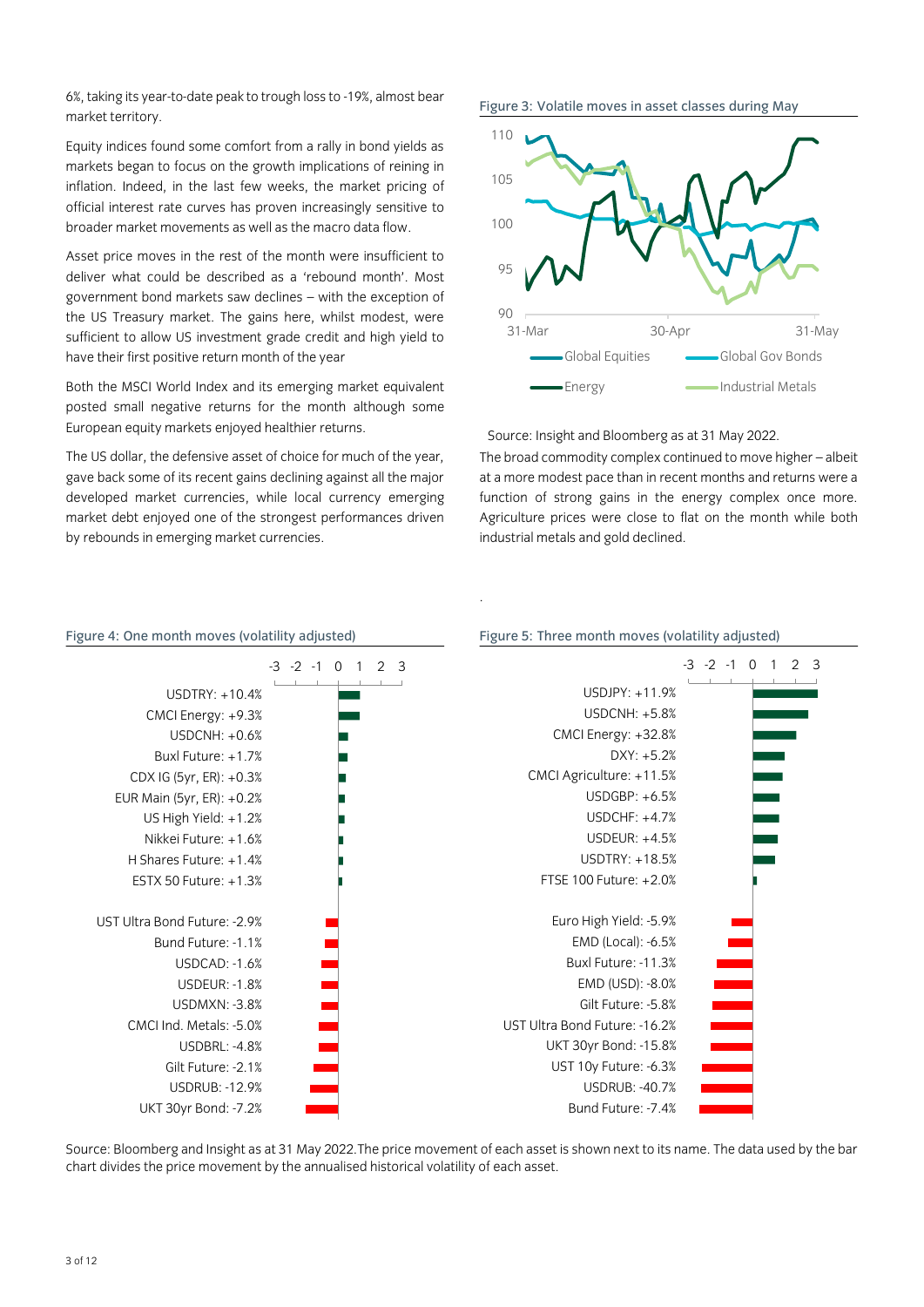6%, taking its year-to-date peak to trough loss to -19%, almost bear market territory.

Equity indices found some comfort from a rally in bond yields as markets began to focus on the growth implications of reining in inflation. Indeed, in the last few weeks, the market pricing of official interest rate curves has proven increasingly sensitive to broader market movements as well as the macro data flow.

Asset price moves in the rest of the month were insufficient to deliver what could be described as a 'rebound month'. Most government bond markets saw declines – with the exception of the US Treasury market. The gains here, whilst modest, were sufficient to allow US investment grade credit and high yield to have their first positive return month of the year

Both the MSCI World Index and its emerging market equivalent posted small negative returns for the month although some European equity markets enjoyed healthier returns.

The US dollar, the defensive asset of choice for much of the year, gave back some of its recent gains declining against all the major developed market currencies, while local currency emerging market debt enjoyed one of the strongest performances driven by rebounds in emerging market currencies.

Figure 3: Volatile moves in asset classes during May

Source: Insight and Bloomberg as at 31 May 2022.

The broad commodity complex continued to move higher – albeit at a more modest pace than in recent months and returns were a function of strong gains in the energy complex once more. Agriculture prices were close to flat on the month while both industrial metals and gold declined.

Figure 4: One month moves (volatility adjusted)

| Asset |
|---|
| USDTRY: +10.4% |
| CMCI Energy: +9.3% |
| USDCNH: +0.6% |
| Buxl Future: +1.7% |
| CDX IG (5yr, ER): +0.3% |
| EUR Main (5yr, ER): +0.2% |
| US High Yield: +1.2% |
| Nikkei Future: +1.6% |
| H Shares Future: +1.4% |
| ESTX 50 Future: +1.3% |
| UST Ultra Bond Future: -2.9% |
| Bund Future: -1.1% |
| USDCAD: -1.6% |
| USDEUR: -1.8% |
| USDMXN: -3.8% |
| CMCI Ind. Metals: -5.0% |
| USDBRL: -4.8% |
| Gilt Future: -2.1% |
| USDRUB: -12.9% |
| UKT 30yr Bond: -7.2% |

Figure 5: Three month moves (volatility adjusted)

| Asset |
|---|
| USDJPY: +11.9% |
| USDCNH: +5.8% |
| CMCI Energy: +32.8% |
| DXY: +5.2% |
| CMCI Agriculture: +11.5% |
| USDGBP: +6.5% |
| USDCHF: +4.7% |
| USDEUR: +4.5% |
| USDTRY: +18.5% |
| FTSE 100 Future: +2.0% |
| Euro High Yield: -5.9% |
| EMD (Local): -6.5% |
| Buxl Future: -11.3% |
| EMD (USD): -8.0% |
| Gilt Future: -5.8% |
| UST Ultra Bond Future: -16.2% |
| UKT 30yr Bond: -15.8% |
| UST 10y Future: -6.3% |
| USDRUB: -40.7% |
| Bund Future: -7.4% |

Source: Bloomberg and Insight as at 31 May 2022. The price movement of each asset is shown next to its name. The data used by the bar chart divides the price movement by the annualised historical volatility of each asset.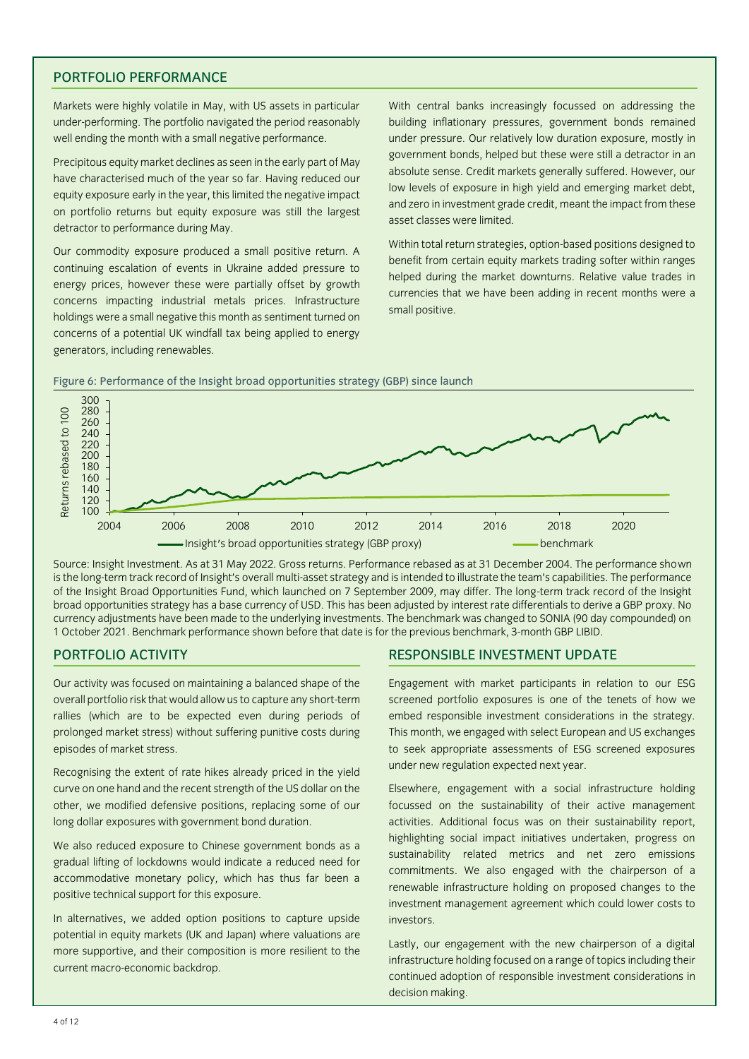## PORTFOLIO PERFORMANCE

Markets were highly volatile in May, with US assets in particular under-performing. The portfolio navigated the period reasonably well ending the month with a small negative performance.

Precipitous equity market declines as seen in the early part of May have characterised much of the year so far. Having reduced our equity exposure early in the year, this limited the negative impact on portfolio returns but equity exposure was still the largest detractor to performance during May.

Our commodity exposure produced a small positive return. A continuing escalation of events in Ukraine added pressure to energy prices, however these were partially offset by growth concerns impacting industrial metals prices. Infrastructure holdings were a small negative this month as sentiment turned on concerns of a potential UK windfall tax being applied to energy generators, including renewables.

With central banks increasingly focussed on addressing the building inflationary pressures, government bonds remained under pressure. Our relatively low duration exposure, mostly in government bonds, helped but these were still a detractor in an absolute sense. Credit markets generally suffered. However, our low levels of exposure in high yield and emerging market debt, and zero in investment grade credit, meant the impact from these asset classes were limited.

Within total return strategies, option-based positions designed to benefit from certain equity markets trading softer within ranges helped during the market downturns. Relative value trades in currencies that we have been adding in recent months were a small positive.

Figure 6: Performance of the Insight broad opportunities strategy (GBP) since launch

Source: Insight Investment. As at 31 May 2022. Gross returns. Performance rebased as at 31 December 2004. The performance shown is the long-term track record of Insight's overall multi-asset strategy and is intended to illustrate the team's capabilities. The performance of the Insight Broad Opportunities Fund, which launched on 7 September 2009, may differ. The long-term track record of the Insight broad opportunities strategy has a base currency of USD. This has been adjusted by interest rate differentials to derive a GBP proxy. No currency adjustments have been made to the underlying investments. The benchmark was changed to SONIA (90 day compounded) on 1 October 2021. Benchmark performance shown before that date is for the previous benchmark, 3-month GBP LIBID.

## PORTFOLIO ACTIVITY

Our activity was focused on maintaining a balanced shape of the overall portfolio risk that would allow us to capture any short-term rallies (which are to be expected even during periods of prolonged market stress) without suffering punitive costs during episodes of market stress.

Recognising the extent of rate hikes already priced in the yield curve on one hand and the recent strength of the US dollar on the other, we modified defensive positions, replacing some of our long dollar exposures with government bond duration.

We also reduced exposure to Chinese government bonds as a gradual lifting of lockdowns would indicate a reduced need for accommodative monetary policy, which has thus far been a positive technical support for this exposure.

In alternatives, we added option positions to capture upside potential in equity markets (UK and Japan) where valuations are more supportive, and their composition is more resilient to the current macro-economic backdrop.

## RESPONSIBLE INVESTMENT UPDATE

Engagement with market participants in relation to our ESG screened portfolio exposures is one of the tenets of how we embed responsible investment considerations in the strategy. This month, we engaged with select European and US exchanges to seek appropriate assessments of ESG screened exposures under new regulation expected next year.

Elsewhere, engagement with a social infrastructure holding focussed on the sustainability of their active management activities. Additional focus was on their sustainability report, highlighting social impact initiatives undertaken, progress on sustainability related metrics and net zero emissions commitments. We also engaged with the chairperson of a renewable infrastructure holding on proposed changes to the investment management agreement which could lower costs to investors.

Lastly, our engagement with the new chairperson of a digital infrastructure holding focused on a range of topics including their continued adoption of responsible investment considerations in decision making.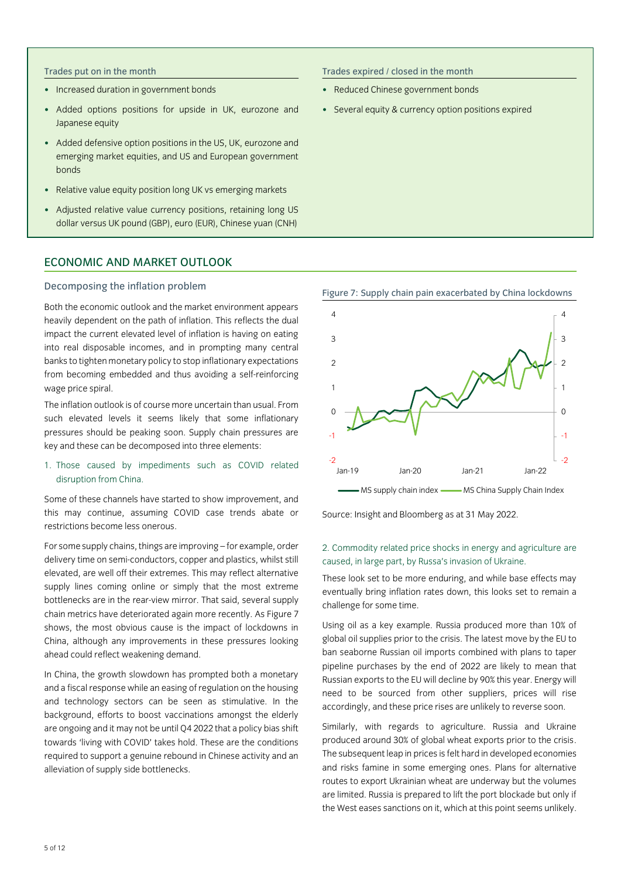### Trades put on in the month

- Increased duration in government bonds
- Added options positions for upside in UK, eurozone and Japanese equity
- Added defensive option positions in the US, UK, eurozone and emerging market equities, and US and European government bonds
- Relative value equity position long UK vs emerging markets
- Adjusted relative value currency positions, retaining long US dollar versus UK pound (GBP), euro (EUR), Chinese yuan (CNH)

### Trades expired / closed in the month

- Reduced Chinese government bonds
- Several equity & currency option positions expired

## ECONOMIC AND MARKET OUTLOOK

### Decomposing the inflation problem

Both the economic outlook and the market environment appears heavily dependent on the path of inflation. This reflects the dual impact the current elevated level of inflation is having on eating into real disposable incomes, and in prompting many central banks to tighten monetary policy to stop inflationary expectations from becoming embedded and thus avoiding a self-reinforcing wage price spiral.

The inflation outlook is of course more uncertain than usual. From such elevated levels it seems likely that some inflationary pressures should be peaking soon. Supply chain pressures are key and these can be decomposed into three elements:

1. Those caused by impediments such as COVID related disruption from China.

Some of these channels have started to show improvement, and this may continue, assuming COVID case trends abate or restrictions become less onerous.

For some supply chains, things are improving – for example, order delivery time on semi-conductors, copper and plastics, whilst still elevated, are well off their extremes. This may reflect alternative supply lines coming online or simply that the most extreme bottlenecks are in the rear-view mirror. That said, several supply chain metrics have deteriorated again more recently. As Figure 7 shows, the most obvious cause is the impact of lockdowns in China, although any improvements in these pressures looking ahead could reflect weakening demand.

In China, the growth slowdown has prompted both a monetary and a fiscal response while an easing of regulation on the housing and technology sectors can be seen as stimulative. In the background, efforts to boost vaccinations amongst the elderly are ongoing and it may not be until Q4 2022 that a policy bias shift towards 'living with COVID' takes hold. These are the conditions required to support a genuine rebound in Chinese activity and an alleviation of supply side bottlenecks.

Figure 7: Supply chain pain exacerbated by China lockdowns

Source: Insight and Bloomberg as at 31 May 2022.

2. Commodity related price shocks in energy and agriculture are caused, in large part, by Russa's invasion of Ukraine.

These look set to be more enduring, and while base effects may eventually bring inflation rates down, this looks set to remain a challenge for some time.

Using oil as a key example. Russia produced more than 10% of global oil supplies prior to the crisis. The latest move by the EU to ban seaborne Russian oil imports combined with plans to taper pipeline purchases by the end of 2022 are likely to mean that Russian exports to the EU will decline by 90% this year. Energy will need to be sourced from other suppliers, prices will rise accordingly, and these price rises are unlikely to reverse soon.

Similarly, with regards to agriculture. Russia and Ukraine produced around 30% of global wheat exports prior to the crisis. The subsequent leap in prices is felt hard in developed economies and risks famine in some emerging ones. Plans for alternative routes to export Ukrainian wheat are underway but the volumes are limited. Russia is prepared to lift the port blockade but only if the West eases sanctions on it, which at this point seems unlikely.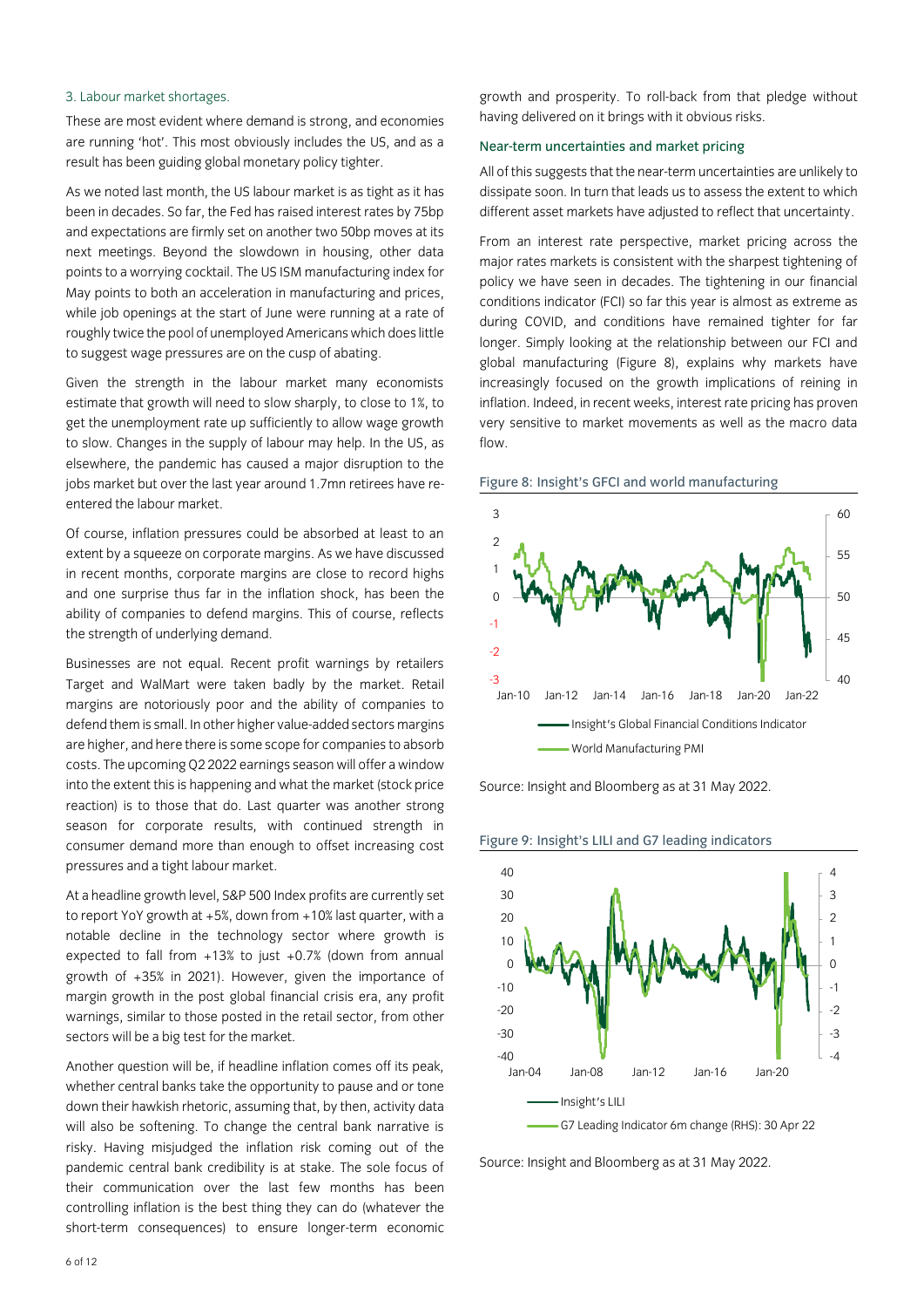### 3. Labour market shortages.

These are most evident where demand is strong, and economies are running 'hot'. This most obviously includes the US, and as a result has been guiding global monetary policy tighter.

As we noted last month, the US labour market is as tight as it has been in decades. So far, the Fed has raised interest rates by 75bp and expectations are firmly set on another two 50bp moves at its next meetings. Beyond the slowdown in housing, other data points to a worrying cocktail. The US ISM manufacturing index for May points to both an acceleration in manufacturing and prices, while job openings at the start of June were running at a rate of roughly twice the pool of unemployed Americans which does little to suggest wage pressures are on the cusp of abating.

Given the strength in the labour market many economists estimate that growth will need to slow sharply, to close to 1%, to get the unemployment rate up sufficiently to allow wage growth to slow. Changes in the supply of labour may help. In the US, as elsewhere, the pandemic has caused a major disruption to the jobs market but over the last year around 1.7mn retirees have re-entered the labour market.

Of course, inflation pressures could be absorbed at least to an extent by a squeeze on corporate margins. As we have discussed in recent months, corporate margins are close to record highs and one surprise thus far in the inflation shock, has been the ability of companies to defend margins. This of course, reflects the strength of underlying demand.

Businesses are not equal. Recent profit warnings by retailers Target and WalMart were taken badly by the market. Retail margins are notoriously poor and the ability of companies to defend them is small. In other higher value-added sectors margins are higher, and here there is some scope for companies to absorb costs. The upcoming Q2 2022 earnings season will offer a window into the extent this is happening and what the market (stock price reaction) is to those that do. Last quarter was another strong season for corporate results, with continued strength in consumer demand more than enough to offset increasing cost pressures and a tight labour market.

At a headline growth level, S&P 500 Index profits are currently set to report YoY growth at +5%, down from +10% last quarter, with a notable decline in the technology sector where growth is expected to fall from +13% to just +0.7% (down from annual growth of +35% in 2021). However, given the importance of margin growth in the post global financial crisis era, any profit warnings, similar to those posted in the retail sector, from other sectors will be a big test for the market.

Another question will be, if headline inflation comes off its peak, whether central banks take the opportunity to pause and or tone down their hawkish rhetoric, assuming that, by then, activity data will also be softening. To change the central bank narrative is risky. Having misjudged the inflation risk coming out of the pandemic central bank credibility is at stake. The sole focus of their communication over the last few months has been controlling inflation is the best thing they can do (whatever the short-term consequences) to ensure longer-term economic growth and prosperity. To roll-back from that pledge without having delivered on it brings with it obvious risks.

## Near-term uncertainties and market pricing

All of this suggests that the near-term uncertainties are unlikely to dissipate soon. In turn that leads us to assess the extent to which different asset markets have adjusted to reflect that uncertainty.

From an interest rate perspective, market pricing across the major rates markets is consistent with the sharpest tightening of policy we have seen in decades. The tightening in our financial conditions indicator (FCI) so far this year is almost as extreme as during COVID, and conditions have remained tighter for far longer. Simply looking at the relationship between our FCI and global manufacturing (Figure 8), explains why markets have increasingly focused on the growth implications of reining in inflation. Indeed, in recent weeks, interest rate pricing has proven very sensitive to market movements as well as the macro data flow.

Figure 8: Insight's GFCI and world manufacturing

Source: Insight and Bloomberg as at 31 May 2022.

Figure 9: Insight's LILI and G7 leading indicators

Source: Insight and Bloomberg as at 31 May 2022.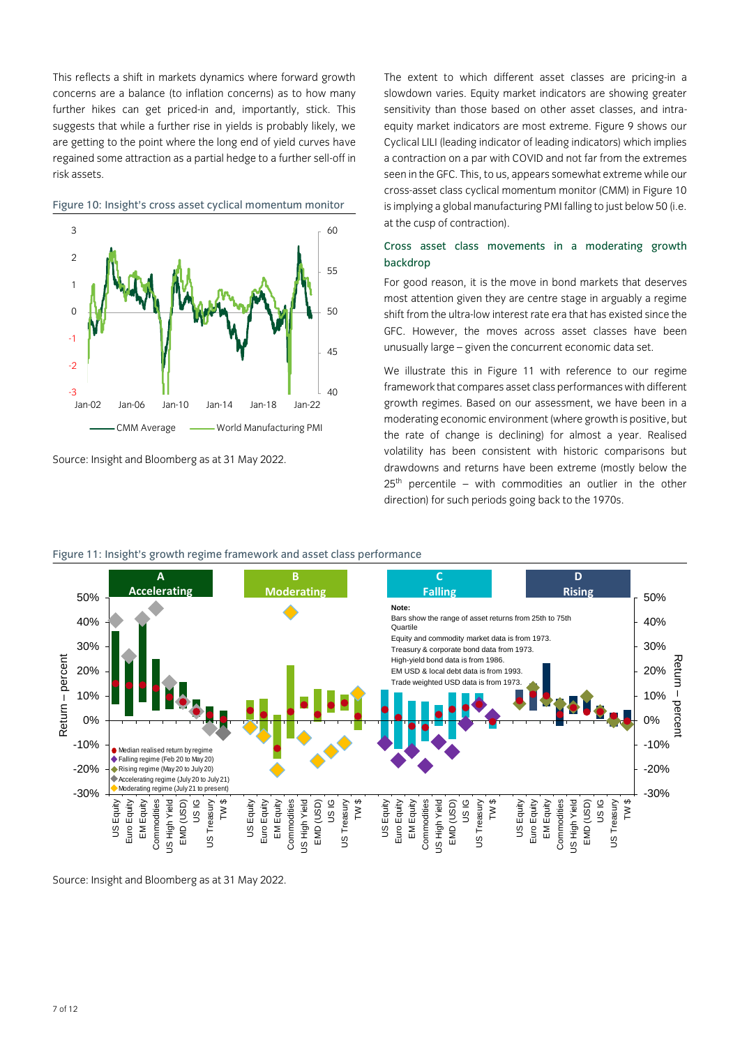This reflects a shift in markets dynamics where forward growth concerns are a balance (to inflation concerns) as to how many further hikes can get priced-in and, importantly, stick. This suggests that while a further rise in yields is probably likely, we are getting to the point where the long end of yield curves have regained some attraction as a partial hedge to a further sell-off in risk assets.

Figure 10: Insight's cross asset cyclical momentum monitor

Source: Insight and Bloomberg as at 31 May 2022.

The extent to which different asset classes are pricing-in a slowdown varies. Equity market indicators are showing greater sensitivity than those based on other asset classes, and intra-equity market indicators are most extreme. Figure 9 shows our Cyclical LILI (leading indicator of leading indicators) which implies a contraction on a par with COVID and not far from the extremes seen in the GFC. This, to us, appears somewhat extreme while our cross-asset class cyclical momentum monitor (CMM) in Figure 10 is implying a global manufacturing PMI falling to just below 50 (i.e. at the cusp of contraction).

### Cross asset class movements in a moderating growth backdrop

For good reason, it is the move in bond markets that deserves most attention given they are centre stage in arguably a regime shift from the ultra-low interest rate era that has existed since the GFC. However, the moves across asset classes have been unusually large – given the concurrent economic data set.

We illustrate this in Figure 11 with reference to our regime framework that compares asset class performances with different growth regimes. Based on our assessment, we have been in a moderating economic environment (where growth is positive, but the rate of change is declining) for almost a year. Realised volatility has been consistent with historic comparisons but drawdowns and returns have been extreme (mostly below the 25th percentile – with commodities an outlier in the other direction) for such periods going back to the 1970s.

Figure 11: Insight's growth regime framework and asset class performance

Source: Insight and Bloomberg as at 31 May 2022.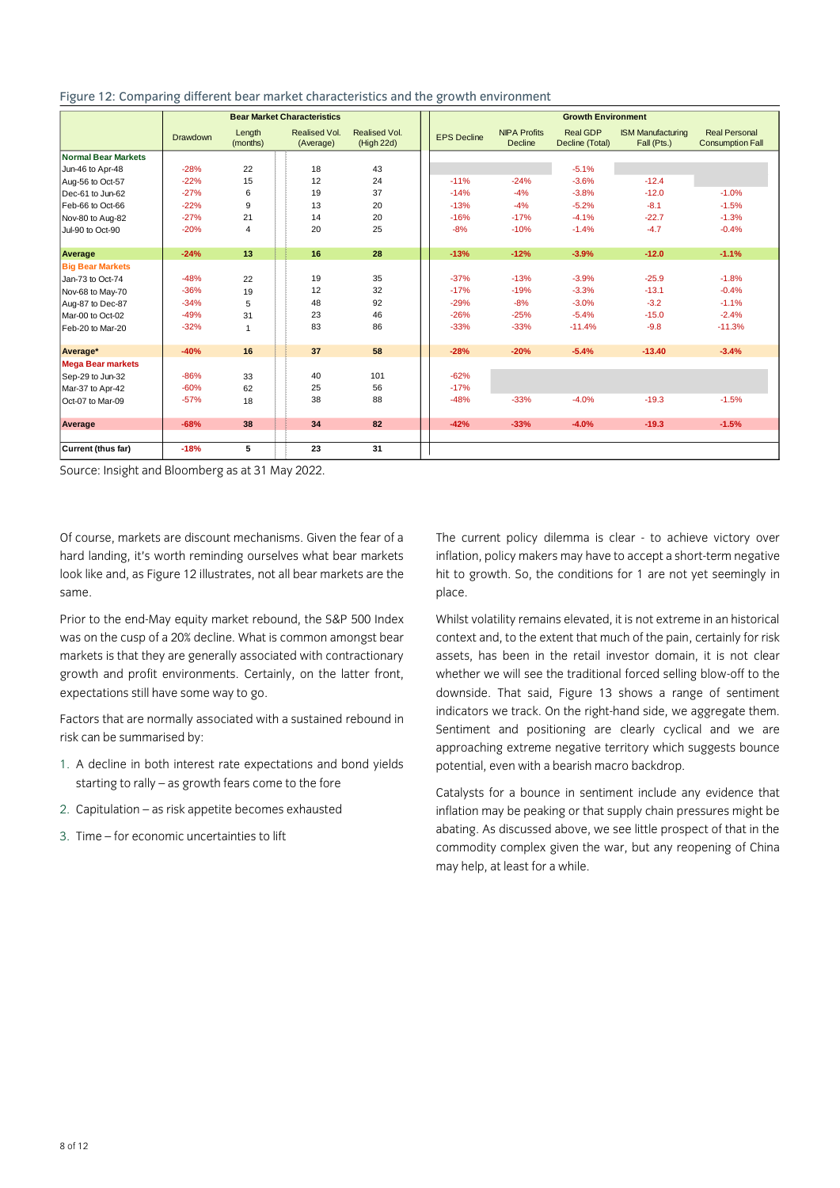Figure 12: Comparing different bear market characteristics and the growth environment

| | Bear Market Characteristics | | | | Growth Environment | | | | |
|---|---|---|---|---|---|---|---|---|---|
| | Drawdown | Length (months) | Realised Vol. (Average) | Realised Vol. (High 22d) | EPS Decline | NIPA Profits Decline | Real GDP Decline (Total) | ISM Manufacturing Fall (Pts.) | Real Personal Consumption Fall |
| **Normal Bear Markets** | | | | | | | | | |
| Jun-46 to Apr-48 | -28% | 22 | 18 | 43 | | | -5.1% | | |
| Aug-56 to Oct-57 | -22% | 15 | 12 | 24 | -11% | -24% | -3.6% | -12.4 | |
| Dec-61 to Jun-62 | -27% | 6 | 19 | 37 | -14% | -4% | -3.8% | -12.0 | -1.0% |
| Feb-66 to Oct-66 | -22% | 9 | 13 | 20 | -13% | -4% | -5.2% | -8.1 | -1.5% |
| Nov-80 to Aug-82 | -27% | 21 | 14 | 20 | -16% | -17% | -4.1% | -22.7 | -1.3% |
| Jul-90 to Oct-90 | -20% | 4 | 20 | 25 | -8% | -10% | -1.4% | -4.7 | -0.4% |
| **Average** | **-24%** | **13** | **16** | **28** | **-13%** | **-12%** | **-3.9%** | **-12.0** | **-1.1%** |
| **Big Bear Markets** | | | | | | | | | |
| Jan-73 to Oct-74 | -48% | 22 | 19 | 35 | -37% | -13% | -3.9% | -25.9 | -1.8% |
| Nov-68 to May-70 | -36% | 19 | 12 | 32 | -17% | -19% | -3.3% | -13.1 | -0.4% |
| Aug-87 to Dec-87 | -34% | 5 | 48 | 92 | -29% | -8% | -3.0% | -3.2 | -1.1% |
| Mar-00 to Oct-02 | -49% | 31 | 23 | 46 | -26% | -25% | -5.4% | -15.0 | -2.4% |
| Feb-20 to Mar-20 | -32% | 1 | 83 | 86 | -33% | -33% | -11.4% | -9.8 | -11.3% |
| **Average*** | **-40%** | **16** | **37** | **58** | **-28%** | **-20%** | **-5.4%** | **-13.40** | **-3.4%** |
| **Mega Bear markets** | | | | | | | | | |
| Sep-29 to Jun-32 | -86% | 33 | 40 | 101 | -62% | | | | |
| Mar-37 to Apr-42 | -60% | 62 | 25 | 56 | -17% | | | | |
| Oct-07 to Mar-09 | -57% | 18 | 38 | 88 | -48% | -33% | -4.0% | -19.3 | -1.5% |
| **Average** | **-68%** | **38** | **34** | **82** | **-42%** | **-33%** | **-4.0%** | **-19.3** | **-1.5%** |
| **Current (thus far)** | **-18%** | **5** | **23** | **31** | | | | | |

Source: Insight and Bloomberg as at 31 May 2022.

Of course, markets are discount mechanisms. Given the fear of a hard landing, it's worth reminding ourselves what bear markets look like and, as Figure 12 illustrates, not all bear markets are the same.

Prior to the end-May equity market rebound, the S&P 500 Index was on the cusp of a 20% decline. What is common amongst bear markets is that they are generally associated with contractionary growth and profit environments. Certainly, on the latter front, expectations still have some way to go.

Factors that are normally associated with a sustained rebound in risk can be summarised by:

1. A decline in both interest rate expectations and bond yields starting to rally – as growth fears come to the fore
2. Capitulation – as risk appetite becomes exhausted
3. Time – for economic uncertainties to lift

The current policy dilemma is clear - to achieve victory over inflation, policy makers may have to accept a short-term negative hit to growth. So, the conditions for 1 are not yet seemingly in place.

Whilst volatility remains elevated, it is not extreme in an historical context and, to the extent that much of the pain, certainly for risk assets, has been in the retail investor domain, it is not clear whether we will see the traditional forced selling blow-off to the downside. That said, Figure 13 shows a range of sentiment indicators we track. On the right-hand side, we aggregate them. Sentiment and positioning are clearly cyclical and we are approaching extreme negative territory which suggests bounce potential, even with a bearish macro backdrop.

Catalysts for a bounce in sentiment include any evidence that inflation may be peaking or that supply chain pressures might be abating. As discussed above, we see little prospect of that in the commodity complex given the war, but any reopening of China may help, at least for a while.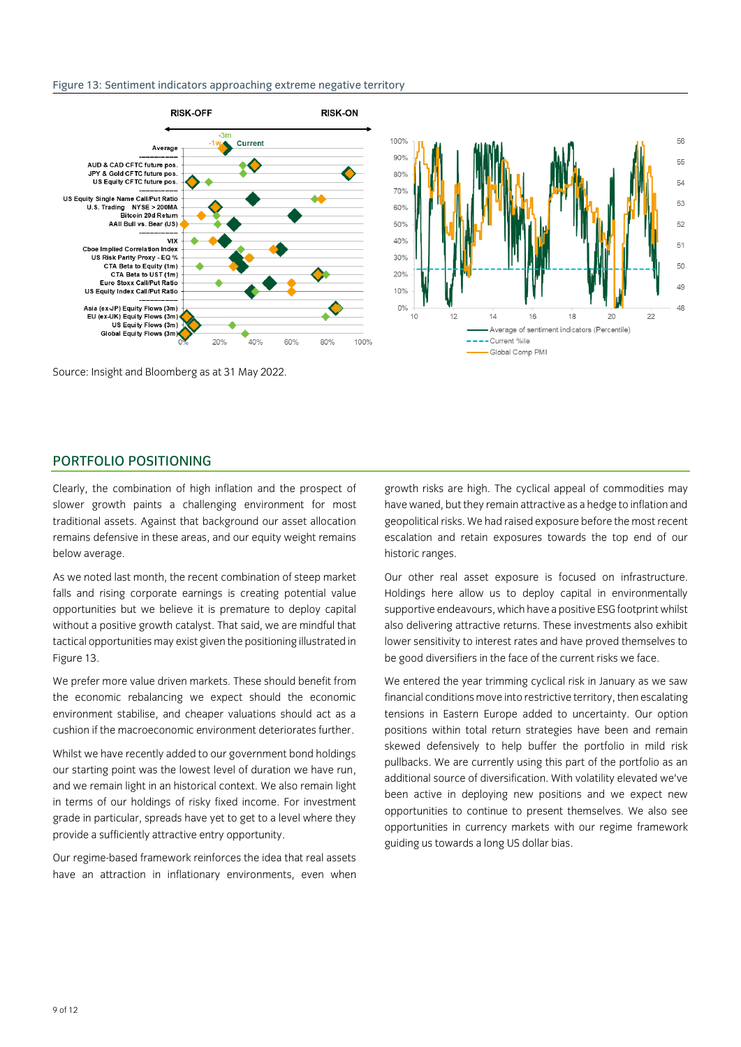Figure 13: Sentiment indicators approaching extreme negative territory

Source: Insight and Bloomberg as at 31 May 2022.

## PORTFOLIO POSITIONING

Clearly, the combination of high inflation and the prospect of slower growth paints a challenging environment for most traditional assets. Against that background our asset allocation remains defensive in these areas, and our equity weight remains below average.

As we noted last month, the recent combination of steep market falls and rising corporate earnings is creating potential value opportunities but we believe it is premature to deploy capital without a positive growth catalyst. That said, we are mindful that tactical opportunities may exist given the positioning illustrated in Figure 13.

We prefer more value driven markets. These should benefit from the economic rebalancing we expect should the economic environment stabilise, and cheaper valuations should act as a cushion if the macroeconomic environment deteriorates further.

Whilst we have recently added to our government bond holdings our starting point was the lowest level of duration we have run, and we remain light in an historical context. We also remain light in terms of our holdings of risky fixed income. For investment grade in particular, spreads have yet to get to a level where they provide a sufficiently attractive entry opportunity.

Our regime-based framework reinforces the idea that real assets have an attraction in inflationary environments, even when growth risks are high. The cyclical appeal of commodities may have waned, but they remain attractive as a hedge to inflation and geopolitical risks. We had raised exposure before the most recent escalation and retain exposures towards the top end of our historic ranges.

Our other real asset exposure is focused on infrastructure. Holdings here allow us to deploy capital in environmentally supportive endeavours, which have a positive ESG footprint whilst also delivering attractive returns. These investments also exhibit lower sensitivity to interest rates and have proved themselves to be good diversifiers in the face of the current risks we face.

We entered the year trimming cyclical risk in January as we saw financial conditions move into restrictive territory, then escalating tensions in Eastern Europe added to uncertainty. Our option positions within total return strategies have been and remain skewed defensively to help buffer the portfolio in mild risk pullbacks. We are currently using this part of the portfolio as an additional source of diversification. With volatility elevated we've been active in deploying new positions and we expect new opportunities to continue to present themselves. We also see opportunities in currency markets with our regime framework guiding us towards a long US dollar bias.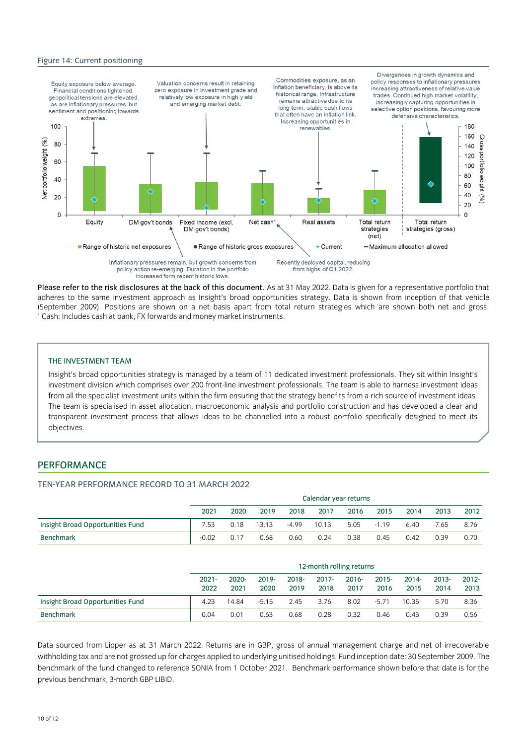Figure 14: Current positioning

Equity exposure below average. Financial conditions tightened, geopolitical tensions are elevated, as are inflationary pressures, but sentiment and positioning towards extremes.

Valuation concerns result in retaining zero exposure in investment grade and relatively low exposure in high yield and emerging market debt.

Commodities exposure, as an inflation beneficiary, is above its historical range. Infrastructure remains attractive due to its long-term, stable cash flows that often have an inflation link. Increasing opportunities in renewables.

Divergences in growth dynamics and policy responses to inflationary pressures increasing attractiveness of relative value trades. Continued high market volatility, increasingly capturing opportunities in selective option positions, favouring more defensive characteristics.

Equity | DM gov't bonds | Fixed income (excl. DM gov't bonds) | Net cash[1] | Real assets | Total return strategies (net) | Total return strategies (gross)

Range of historic net exposures | Range of historic gross exposures | Current | Maximum allocation allowed

Inflationary pressures remain, but growth concerns from policy action re-emerging. Duration in the portfolio increased form recent historic lows.

Recently deployed capital, reducing from highs of Q1 2022.

**Please refer to the risk disclosures at the back of this document.** As at 31 May 2022. Data is given for a representative portfolio that adheres to the same investment approach as Insight's broad opportunities strategy. Data is shown from inception of that vehicle (September 2009). Positions are shown on a net basis apart from total return strategies which are shown both net and gross.
[1] Cash: Includes cash at bank, FX forwards and money market instruments.

### THE INVESTMENT TEAM

Insight's broad opportunities strategy is managed by a team of 11 dedicated investment professionals. They sit within Insight's investment division which comprises over 200 front-line investment professionals. The team is able to harness investment ideas from all the specialist investment units within the firm ensuring that the strategy benefits from a rich source of investment ideas. The team is specialised in asset allocation, macroeconomic analysis and portfolio construction and has developed a clear and transparent investment process that allows ideas to be channelled into a robust portfolio specifically designed to meet its objectives.

## PERFORMANCE

### TEN-YEAR PERFORMANCE RECORD TO 31 MARCH 2022

| | Calendar year returns | | | | | | | | | |
|---|---|---|---|---|---|---|---|---|---|---|
| | 2021 | 2020 | 2019 | 2018 | 2017 | 2016 | 2015 | 2014 | 2013 | 2012 |
| Insight Broad Opportunities Fund | 7.53 | 0.18 | 13.13 | -4.99 | 10.13 | 5.05 | -1.19 | 6.40 | 7.65 | 8.76 |
| Benchmark | -0.02 | 0.17 | 0.68 | 0.60 | 0.24 | 0.38 | 0.45 | 0.42 | 0.39 | 0.70 |

| | 12-month rolling returns | | | | | | | | | |
|---|---|---|---|---|---|---|---|---|---|---|
| | 2021-2022 | 2020-2021 | 2019-2020 | 2018-2019 | 2017-2018 | 2016-2017 | 2015-2016 | 2014-2015 | 2013-2014 | 2012-2013 |
| Insight Broad Opportunities Fund | 4.23 | 14.84 | -5.15 | 2.45 | 3.76 | 8.02 | -5.71 | 10.35 | 5.70 | 8.36 |
| Benchmark | 0.04 | 0.01 | 0.63 | 0.68 | 0.28 | 0.32 | 0.46 | 0.43 | 0.39 | 0.56 |

Data sourced from Lipper as at 31 March 2022. Returns are in GBP, gross of annual management charge and net of irrecoverable withholding tax and are not grossed up for charges applied to underlying unitised holdings. Fund inception date: 30 September 2009. The benchmark of the fund changed to reference SONIA from 1 October 2021. Benchmark performance shown before that date is for the previous benchmark, 3-month GBP LIBID.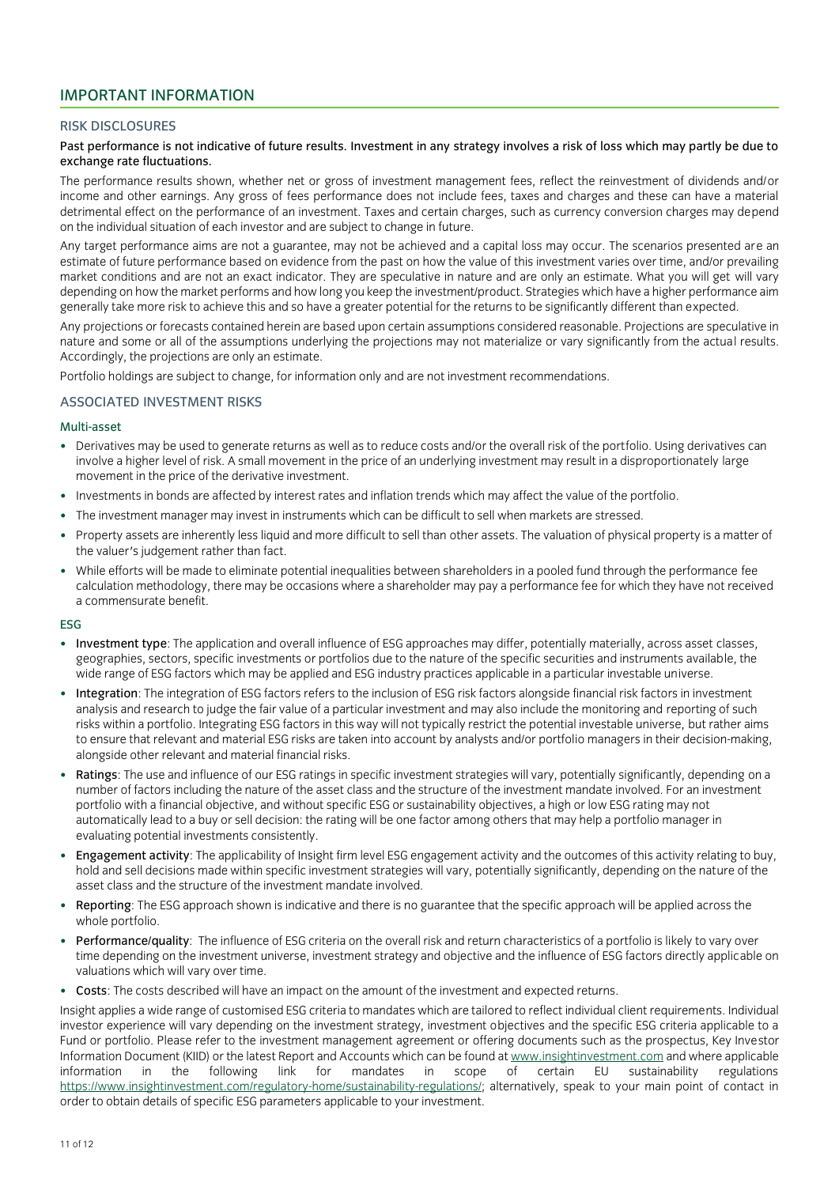## IMPORTANT INFORMATION

### RISK DISCLOSURES

**Past performance is not indicative of future results. Investment in any strategy involves a risk of loss which may partly be due to exchange rate fluctuations.**

The performance results shown, whether net or gross of investment management fees, reflect the reinvestment of dividends and/or income and other earnings. Any gross of fees performance does not include fees, taxes and charges and these can have a material detrimental effect on the performance of an investment. Taxes and certain charges, such as currency conversion charges may depend on the individual situation of each investor and are subject to change in future.

Any target performance aims are not a guarantee, may not be achieved and a capital loss may occur. The scenarios presented are an estimate of future performance based on evidence from the past on how the value of this investment varies over time, and/or prevailing market conditions and are not an exact indicator. They are speculative in nature and are only an estimate. What you will get will vary depending on how the market performs and how long you keep the investment/product. Strategies which have a higher performance aim generally take more risk to achieve this and so have a greater potential for the returns to be significantly different than expected.

Any projections or forecasts contained herein are based upon certain assumptions considered reasonable. Projections are speculative in nature and some or all of the assumptions underlying the projections may not materialize or vary significantly from the actual results. Accordingly, the projections are only an estimate.

Portfolio holdings are subject to change, for information only and are not investment recommendations.

### ASSOCIATED INVESTMENT RISKS

#### Multi-asset

- Derivatives may be used to generate returns as well as to reduce costs and/or the overall risk of the portfolio. Using derivatives can involve a higher level of risk. A small movement in the price of an underlying investment may result in a disproportionately large movement in the price of the derivative investment.
- Investments in bonds are affected by interest rates and inflation trends which may affect the value of the portfolio.
- The investment manager may invest in instruments which can be difficult to sell when markets are stressed.
- Property assets are inherently less liquid and more difficult to sell than other assets. The valuation of physical property is a matter of the valuer's judgement rather than fact.
- While efforts will be made to eliminate potential inequalities between shareholders in a pooled fund through the performance fee calculation methodology, there may be occasions where a shareholder may pay a performance fee for which they have not received a commensurate benefit.

#### ESG

- **Investment type**: The application and overall influence of ESG approaches may differ, potentially materially, across asset classes, geographies, sectors, specific investments or portfolios due to the nature of the specific securities and instruments available, the wide range of ESG factors which may be applied and ESG industry practices applicable in a particular investable universe.
- **Integration**: The integration of ESG factors refers to the inclusion of ESG risk factors alongside financial risk factors in investment analysis and research to judge the fair value of a particular investment and may also include the monitoring and reporting of such risks within a portfolio. Integrating ESG factors in this way will not typically restrict the potential investable universe, but rather aims to ensure that relevant and material ESG risks are taken into account by analysts and/or portfolio managers in their decision-making, alongside other relevant and material financial risks.
- **Ratings**: The use and influence of our ESG ratings in specific investment strategies will vary, potentially significantly, depending on a number of factors including the nature of the asset class and the structure of the investment mandate involved. For an investment portfolio with a financial objective, and without specific ESG or sustainability objectives, a high or low ESG rating may not automatically lead to a buy or sell decision: the rating will be one factor among others that may help a portfolio manager in evaluating potential investments consistently.
- **Engagement activity**: The applicability of Insight firm level ESG engagement activity and the outcomes of this activity relating to buy, hold and sell decisions made within specific investment strategies will vary, potentially significantly, depending on the nature of the asset class and the structure of the investment mandate involved.
- **Reporting**: The ESG approach shown is indicative and there is no guarantee that the specific approach will be applied across the whole portfolio.
- **Performance/quality**: The influence of ESG criteria on the overall risk and return characteristics of a portfolio is likely to vary over time depending on the investment universe, investment strategy and objective and the influence of ESG factors directly applicable on valuations which will vary over time.
- **Costs**: The costs described will have an impact on the amount of the investment and expected returns.

Insight applies a wide range of customised ESG criteria to mandates which are tailored to reflect individual client requirements. Individual investor experience will vary depending on the investment strategy, investment objectives and the specific ESG criteria applicable to a Fund or portfolio. Please refer to the investment management agreement or offering documents such as the prospectus, Key Investor Information Document (KIID) or the latest Report and Accounts which can be found at www.insightinvestment.com and where applicable information in the following link for mandates in scope of certain EU sustainability regulations https://www.insightinvestment.com/regulatory-home/sustainability-regulations/; alternatively, speak to your main point of contact in order to obtain details of specific ESG parameters applicable to your investment.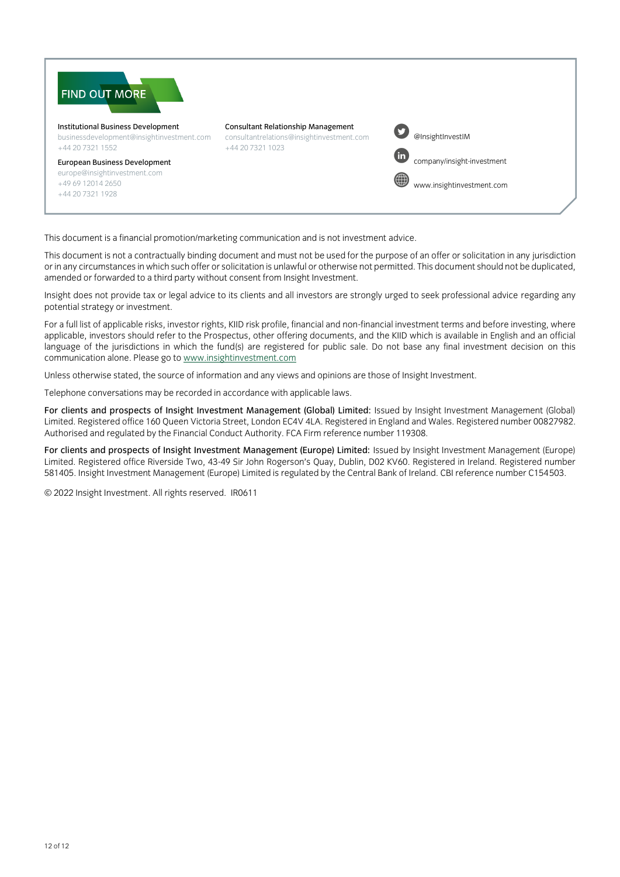## FIND OUT MORE

**Institutional Business Development**
businessdevelopment@insightinvestment.com
+44 20 7321 1552

**European Business Development**
europe@insightinvestment.com
+49 69 12014 2650
+44 20 7321 1928

**Consultant Relationship Management**
consultantrelations@insightinvestment.com
+44 20 7321 1023

@InsightInvestIM

company/insight-investment

www.insightinvestment.com

This document is a financial promotion/marketing communication and is not investment advice.

This document is not a contractually binding document and must not be used for the purpose of an offer or solicitation in any jurisdiction or in any circumstances in which such offer or solicitation is unlawful or otherwise not permitted. This document should not be duplicated, amended or forwarded to a third party without consent from Insight Investment.

Insight does not provide tax or legal advice to its clients and all investors are strongly urged to seek professional advice regarding any potential strategy or investment.

For a full list of applicable risks, investor rights, KIID risk profile, financial and non-financial investment terms and before investing, where applicable, investors should refer to the Prospectus, other offering documents, and the KIID which is available in English and an official language of the jurisdictions in which the fund(s) are registered for public sale. Do not base any final investment decision on this communication alone. Please go to www.insightinvestment.com

Unless otherwise stated, the source of information and any views and opinions are those of Insight Investment.

Telephone conversations may be recorded in accordance with applicable laws.

**For clients and prospects of Insight Investment Management (Global) Limited:** Issued by Insight Investment Management (Global) Limited. Registered office 160 Queen Victoria Street, London EC4V 4LA. Registered in England and Wales. Registered number 00827982. Authorised and regulated by the Financial Conduct Authority. FCA Firm reference number 119308.

**For clients and prospects of Insight Investment Management (Europe) Limited:** Issued by Insight Investment Management (Europe) Limited. Registered office Riverside Two, 43-49 Sir John Rogerson's Quay, Dublin, D02 KV60. Registered in Ireland. Registered number 581405. Insight Investment Management (Europe) Limited is regulated by the Central Bank of Ireland. CBI reference number C154503.

© 2022 Insight Investment. All rights reserved. IR0611